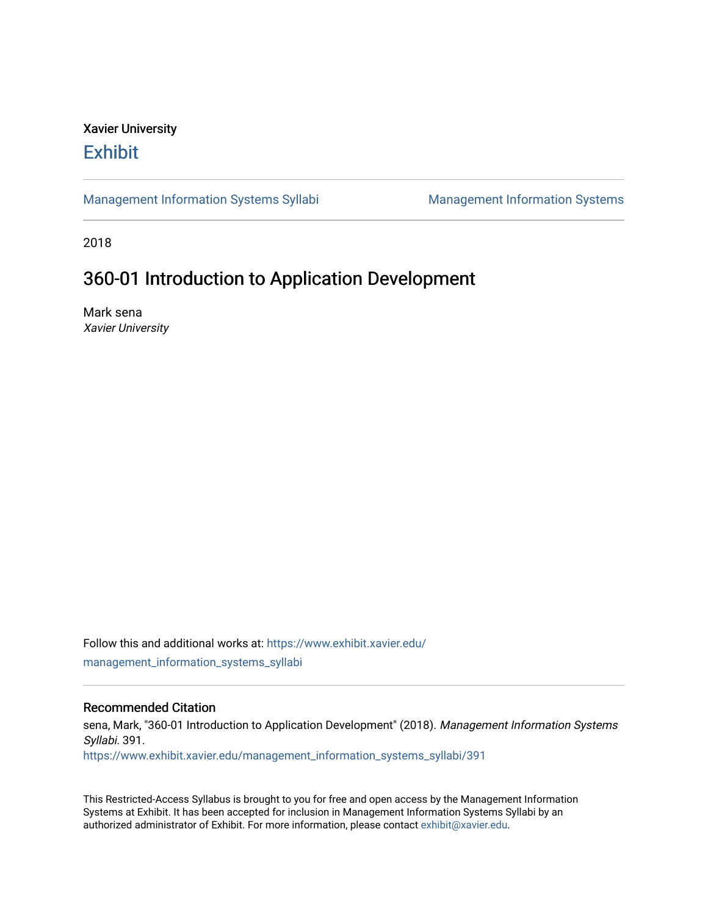Xavier University

# Exhibit

Management Information Systems Syllabi | Management Information Systems

2018

## 360-01 Introduction to Application Development

Mark sena
*Xavier University*

Follow this and additional works at: https://www.exhibit.xavier.edu/management_information_systems_syllabi

### Recommended Citation

sena, Mark, "360-01 Introduction to Application Development" (2018). *Management Information Systems Syllabi*. 391.
https://www.exhibit.xavier.edu/management_information_systems_syllabi/391

This Restricted-Access Syllabus is brought to you for free and open access by the Management Information Systems at Exhibit. It has been accepted for inclusion in Management Information Systems Syllabi by an authorized administrator of Exhibit. For more information, please contact exhibit@xavier.edu.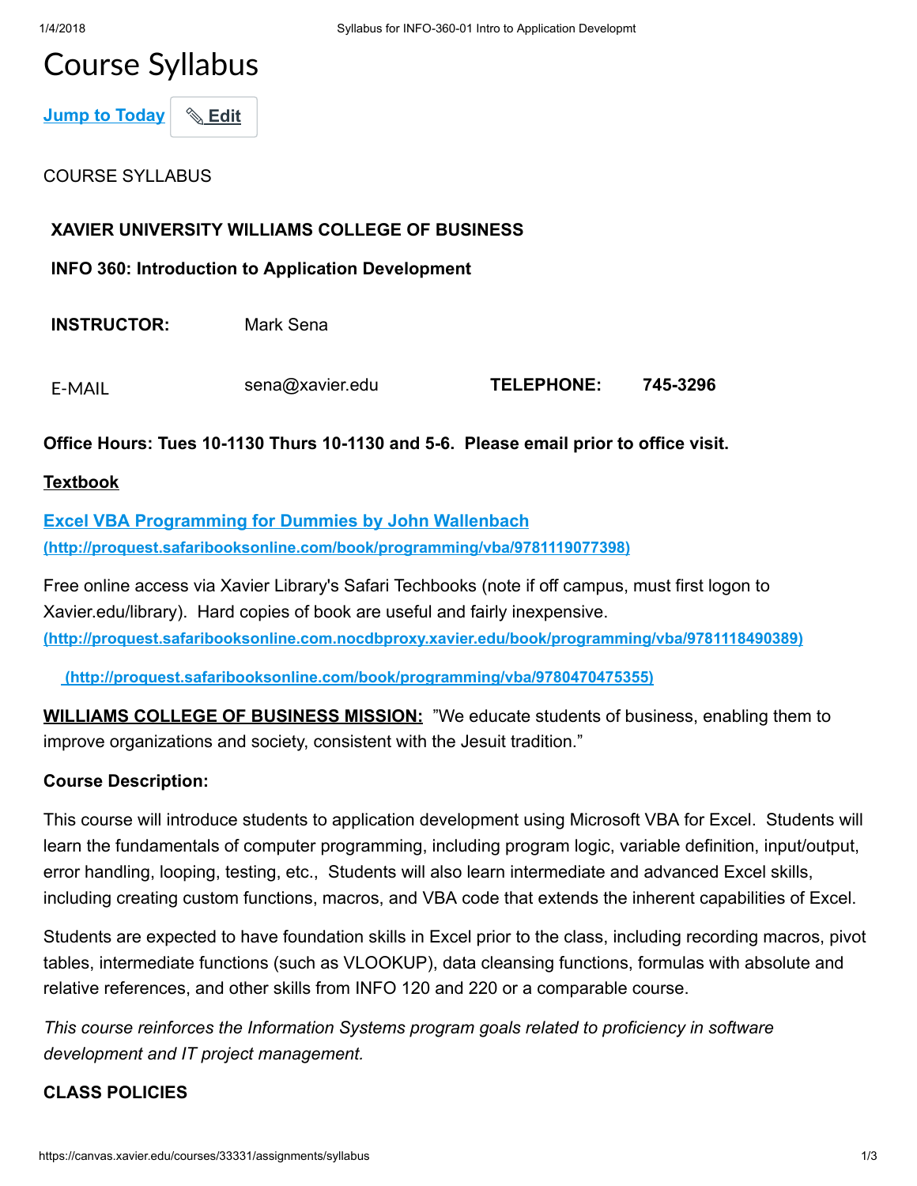# Course Syllabus

[Jump to Today](#) ✎ Edit

COURSE SYLLABUS

**XAVIER UNIVERSITY WILLIAMS COLLEGE OF BUSINESS**

**INFO 360: Introduction to Application Development**

| **INSTRUCTOR:** | Mark Sena | | |
|---|---|---|---|
| E-MAIL | sena@xavier.edu | **TELEPHONE:** | **745-3296** |

**Office Hours: Tues 10-1130 Thurs 10-1130 and 5-6. Please email prior to office visit.**

**Textbook**

**[Excel VBA Programming for Dummies by John Wallenbach](http://proquest.safaribooksonline.com/book/programming/vba/9781119077398)**
**(http://proquest.safaribooksonline.com/book/programming/vba/9781119077398)**

Free online access via Xavier Library's Safari Techbooks (note if off campus, must first logon to Xavier.edu/library). Hard copies of book are useful and fairly inexpensive.
**(http://proquest.safaribooksonline.com.nocdbproxy.xavier.edu/book/programming/vba/9781118490389)**

**(http://proquest.safaribooksonline.com/book/programming/vba/9780470475355)**

**WILLIAMS COLLEGE OF BUSINESS MISSION:** "We educate students of business, enabling them to improve organizations and society, consistent with the Jesuit tradition."

**Course Description:**

This course will introduce students to application development using Microsoft VBA for Excel. Students will learn the fundamentals of computer programming, including program logic, variable definition, input/output, error handling, looping, testing, etc., Students will also learn intermediate and advanced Excel skills, including creating custom functions, macros, and VBA code that extends the inherent capabilities of Excel.

Students are expected to have foundation skills in Excel prior to the class, including recording macros, pivot tables, intermediate functions (such as VLOOKUP), data cleansing functions, formulas with absolute and relative references, and other skills from INFO 120 and 220 or a comparable course.

*This course reinforces the Information Systems program goals related to proficiency in software development and IT project management.*

**CLASS POLICIES**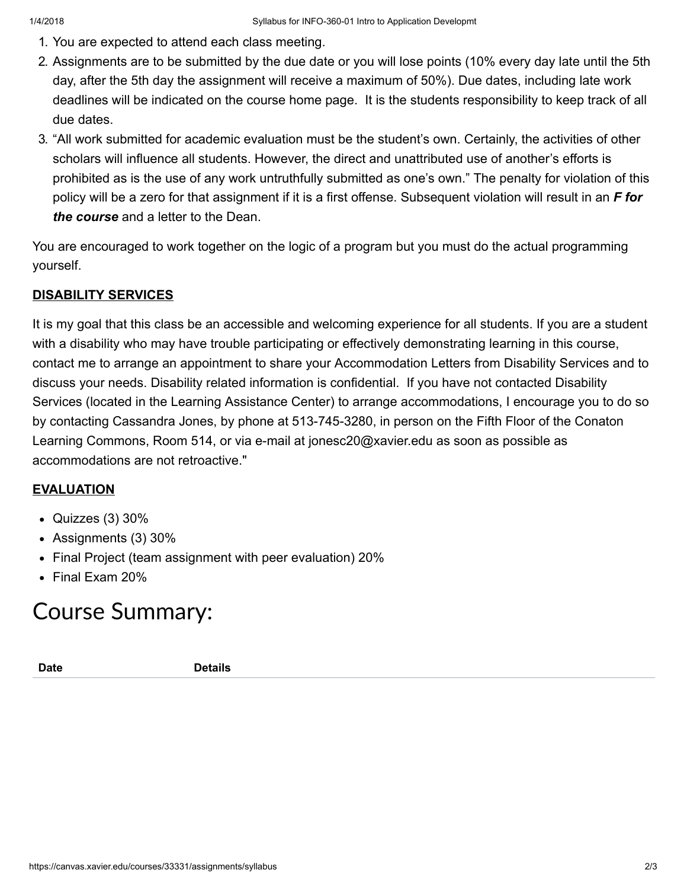1. You are expected to attend each class meeting.
2. Assignments are to be submitted by the due date or you will lose points (10% every day late until the 5th day, after the 5th day the assignment will receive a maximum of 50%). Due dates, including late work deadlines will be indicated on the course home page.  It is the students responsibility to keep track of all due dates.
3. "All work submitted for academic evaluation must be the student's own. Certainly, the activities of other scholars will influence all students. However, the direct and unattributed use of another's efforts is prohibited as is the use of any work untruthfully submitted as one's own." The penalty for violation of this policy will be a zero for that assignment if it is a first offense. Subsequent violation will result in an ***F for the course*** and a letter to the Dean.

You are encouraged to work together on the logic of a program but you must do the actual programming yourself.

**DISABILITY SERVICES**

It is my goal that this class be an accessible and welcoming experience for all students. If you are a student with a disability who may have trouble participating or effectively demonstrating learning in this course, contact me to arrange an appointment to share your Accommodation Letters from Disability Services and to discuss your needs. Disability related information is confidential.  If you have not contacted Disability Services (located in the Learning Assistance Center) to arrange accommodations, I encourage you to do so by contacting Cassandra Jones, by phone at 513-745-3280, in person on the Fifth Floor of the Conaton Learning Commons, Room 514, or via e-mail at jonesc20@xavier.edu as soon as possible as accommodations are not retroactive."

**EVALUATION**

- Quizzes (3) 30%
- Assignments (3) 30%
- Final Project (team assignment with peer evaluation) 20%
- Final Exam 20%

# Course Summary:

| Date | Details |
|---|---|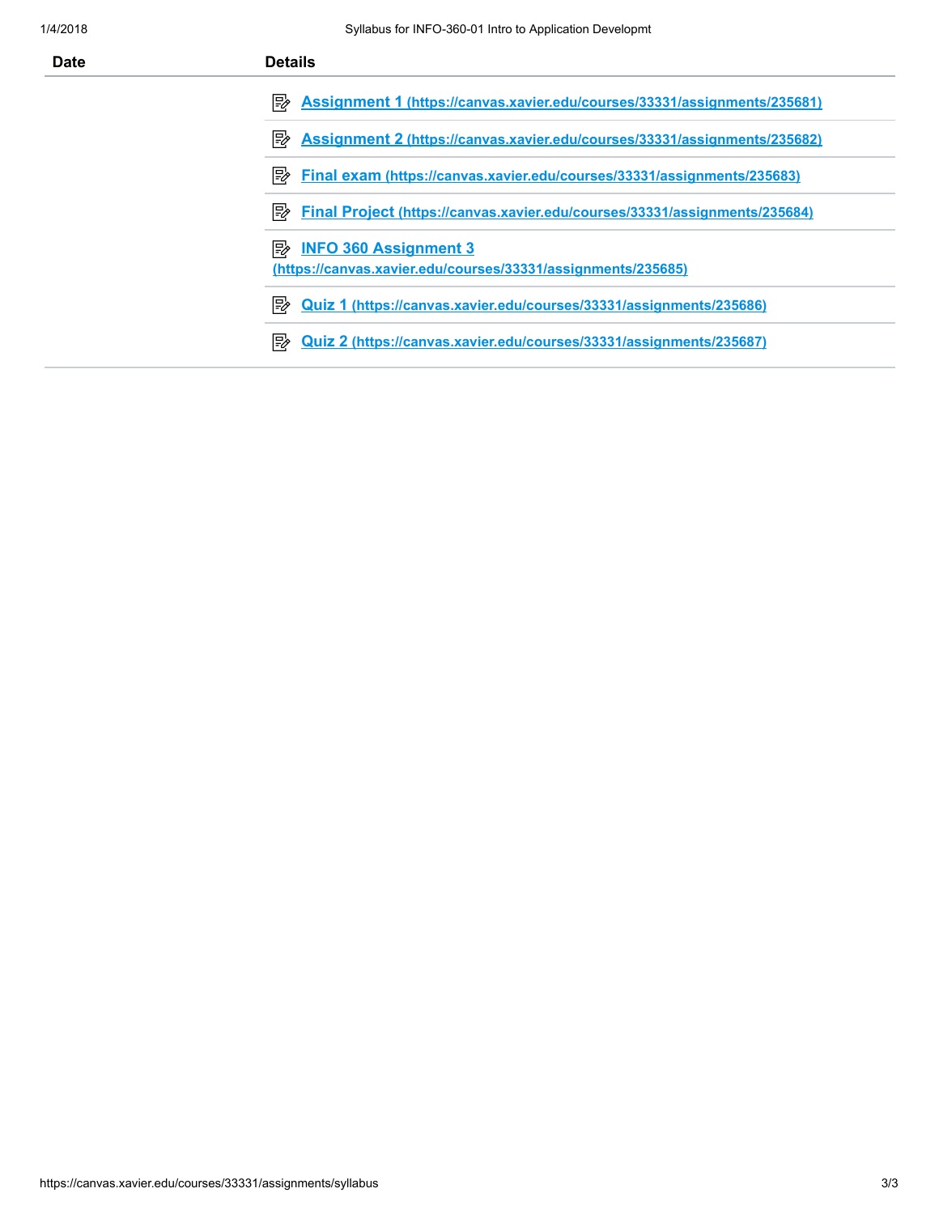| Date | Details |
| --- | --- |
| | Assignment 1 (https://canvas.xavier.edu/courses/33331/assignments/235681) |
| | Assignment 2 (https://canvas.xavier.edu/courses/33331/assignments/235682) |
| | Final exam (https://canvas.xavier.edu/courses/33331/assignments/235683) |
| | Final Project (https://canvas.xavier.edu/courses/33331/assignments/235684) |
| | INFO 360 Assignment 3 (https://canvas.xavier.edu/courses/33331/assignments/235685) |
| | Quiz 1 (https://canvas.xavier.edu/courses/33331/assignments/235686) |
| | Quiz 2 (https://canvas.xavier.edu/courses/33331/assignments/235687) |